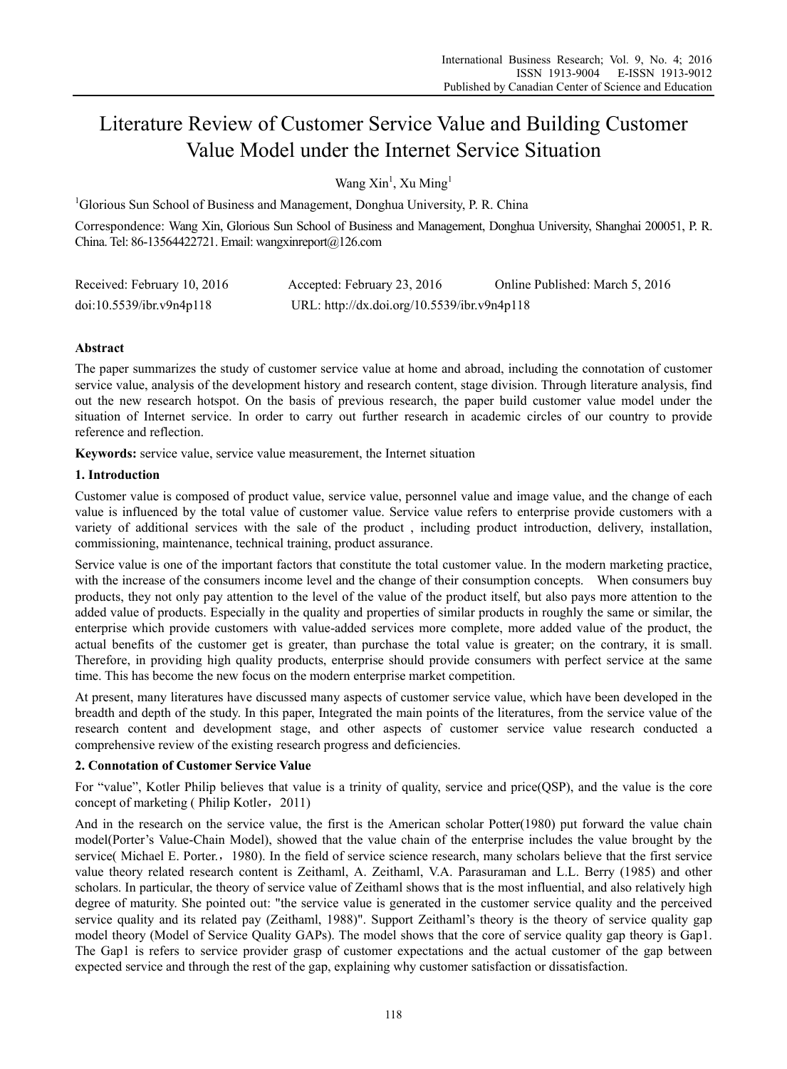# Literature Review of Customer Service Value and Building Customer Value Model under the Internet Service Situation

Wang Xin[1], Xu Ming[1]

[1]Glorious Sun School of Business and Management, Donghua University, P. R. China

Correspondence: Wang Xin, Glorious Sun School of Business and Management, Donghua University, Shanghai 200051, P. R. China. Tel: 86-13564422721. Email: wangxinreport@126.com

Received: February 10, 2016 Accepted: February 23, 2016 Online Published: March 5, 2016

doi:10.5539/ibr.v9n4p118 URL: http://dx.doi.org/10.5539/ibr.v9n4p118

## Abstract

The paper summarizes the study of customer service value at home and abroad, including the connotation of customer service value, analysis of the development history and research content, stage division. Through literature analysis, find out the new research hotspot. On the basis of previous research, the paper build customer value model under the situation of Internet service. In order to carry out further research in academic circles of our country to provide reference and reflection.

**Keywords:** service value, service value measurement, the Internet situation

## 1. Introduction

Customer value is composed of product value, service value, personnel value and image value, and the change of each value is influenced by the total value of customer value. Service value refers to enterprise provide customers with a variety of additional services with the sale of the product , including product introduction, delivery, installation, commissioning, maintenance, technical training, product assurance.

Service value is one of the important factors that constitute the total customer value. In the modern marketing practice, with the increase of the consumers income level and the change of their consumption concepts. When consumers buy products, they not only pay attention to the level of the value of the product itself, but also pays more attention to the added value of products. Especially in the quality and properties of similar products in roughly the same or similar, the enterprise which provide customers with value-added services more complete, more added value of the product, the actual benefits of the customer get is greater, than purchase the total value is greater; on the contrary, it is small. Therefore, in providing high quality products, enterprise should provide consumers with perfect service at the same time. This has become the new focus on the modern enterprise market competition.

At present, many literatures have discussed many aspects of customer service value, which have been developed in the breadth and depth of the study. In this paper, Integrated the main points of the literatures, from the service value of the research content and development stage, and other aspects of customer service value research conducted a comprehensive review of the existing research progress and deficiencies.

## 2. Connotation of Customer Service Value

For "value", Kotler Philip believes that value is a trinity of quality, service and price(QSP), and the value is the core concept of marketing ( Philip Kotler，2011)

And in the research on the service value, the first is the American scholar Potter(1980) put forward the value chain model(Porter's Value-Chain Model), showed that the value chain of the enterprise includes the value brought by the service( Michael E. Porter.，1980). In the field of service science research, many scholars believe that the first service value theory related research content is Zeithaml, A. Zeithaml, V.A. Parasuraman and L.L. Berry (1985) and other scholars. In particular, the theory of service value of Zeithaml shows that is the most influential, and also relatively high degree of maturity. She pointed out: "the service value is generated in the customer service quality and the perceived service quality and its related pay (Zeithaml, 1988)". Support Zeithaml's theory is the theory of service quality gap model theory (Model of Service Quality GAPs). The model shows that the core of service quality gap theory is Gap1. The Gap1 is refers to service provider grasp of customer expectations and the actual customer of the gap between expected service and through the rest of the gap, explaining why customer satisfaction or dissatisfaction.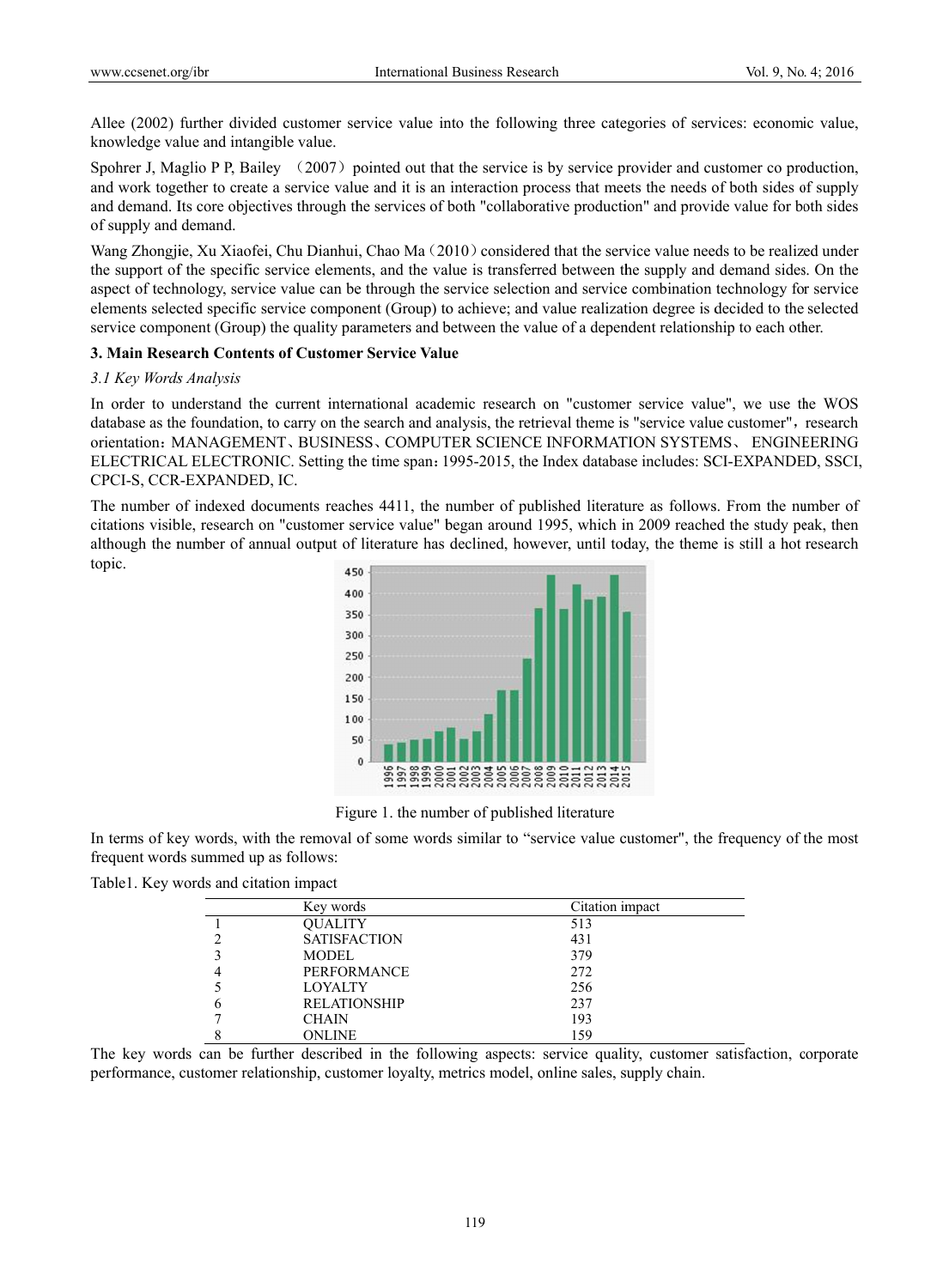Allee (2002) further divided customer service value into the following three categories of services: economic value, knowledge value and intangible value.

Spohrer J, Maglio P P, Bailey （2007）pointed out that the service is by service provider and customer co production, and work together to create a service value and it is an interaction process that meets the needs of both sides of supply and demand. Its core objectives through the services of both "collaborative production" and provide value for both sides of supply and demand.

Wang Zhongjie, Xu Xiaofei, Chu Dianhui, Chao Ma（2010）considered that the service value needs to be realized under the support of the specific service elements, and the value is transferred between the supply and demand sides. On the aspect of technology, service value can be through the service selection and service combination technology for service elements selected specific service component (Group) to achieve; and value realization degree is decided to the selected service component (Group) the quality parameters and between the value of a dependent relationship to each other.

### 3. Main Research Contents of Customer Service Value

#### *3.1 Key Words Analysis*

In order to understand the current international academic research on "customer service value", we use the WOS database as the foundation, to carry on the search and analysis, the retrieval theme is "service value customer"，research orientation：MANAGEMENT、BUSINESS、COMPUTER SCIENCE INFORMATION SYSTEMS、 ENGINEERING ELECTRICAL ELECTRONIC. Setting the time span：1995-2015, the Index database includes: SCI-EXPANDED, SSCI, CPCI-S, CCR-EXPANDED, IC.

The number of indexed documents reaches 4411, the number of published literature as follows. From the number of citations visible, research on "customer service value" began around 1995, which in 2009 reached the study peak, then although the number of annual output of literature has declined, however, until today, the theme is still a hot research topic.

450
400
350
300
250
200
150
100
50
0
1996 1997 1998 1999 2000 2001 2002 2003 2004 2005 2006 2007 2008 2009 2010 2011 2012 2013 2014 2015

Figure 1. the number of published literature

In terms of key words, with the removal of some words similar to "service value customer", the frequency of the most frequent words summed up as follows:

Table1. Key words and citation impact

| | Key words | Citation impact |
|---|---|---|
| 1 | QUALITY | 513 |
| 2 | SATISFACTION | 431 |
| 3 | MODEL | 379 |
| 4 | PERFORMANCE | 272 |
| 5 | LOYALTY | 256 |
| 6 | RELATIONSHIP | 237 |
| 7 | CHAIN | 193 |
| 8 | ONLINE | 159 |

The key words can be further described in the following aspects: service quality, customer satisfaction, corporate performance, customer relationship, customer loyalty, metrics model, online sales, supply chain.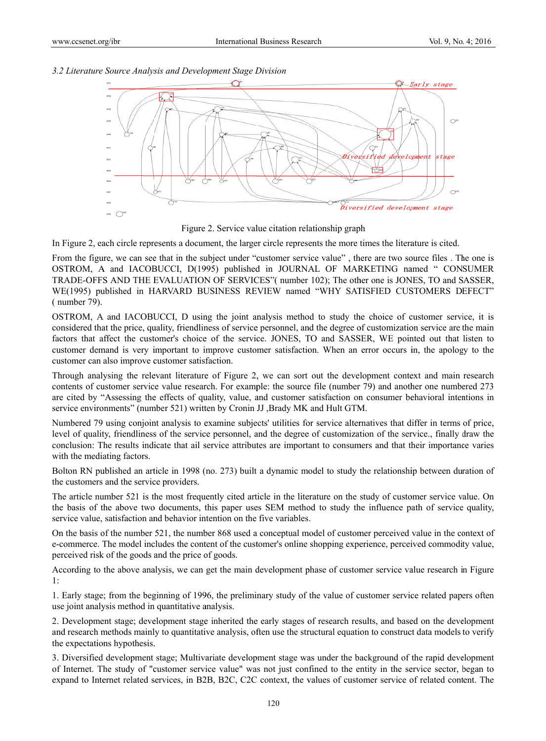### 3.2 Literature Source Analysis and Development Stage Division

Early stage

Diversified development stage

Diversified development stage

Figure 2. Service value citation relationship graph

In Figure 2, each circle represents a document, the larger circle represents the more times the literature is cited.

From the figure, we can see that in the subject under "customer service value" , there are two source files . The one is OSTROM, A and IACOBUCCI, D(1995) published in JOURNAL OF MARKETING named " CONSUMER TRADE-OFFS AND THE EVALUATION OF SERVICES"( number 102); The other one is JONES, TO and SASSER, WE(1995) published in HARVARD BUSINESS REVIEW named "WHY SATISFIED CUSTOMERS DEFECT" ( number 79).

OSTROM, A and IACOBUCCI, D using the joint analysis method to study the choice of customer service, it is considered that the price, quality, friendliness of service personnel, and the degree of customization service are the main factors that affect the customer's choice of the service. JONES, TO and SASSER, WE pointed out that listen to customer demand is very important to improve customer satisfaction. When an error occurs in, the apology to the customer can also improve customer satisfaction.

Through analysing the relevant literature of Figure 2, we can sort out the development context and main research contents of customer service value research. For example: the source file (number 79) and another one numbered 273 are cited by "Assessing the effects of quality, value, and customer satisfaction on consumer behavioral intentions in service environments" (number 521) written by Cronin JJ ,Brady MK and Hult GTM.

Numbered 79 using conjoint analysis to examine subjects' utilities for service alternatives that differ in terms of price, level of quality, friendliness of the service personnel, and the degree of customization of the service., finally draw the conclusion: The results indicate that ail service attributes are important to consumers and that their importance varies with the mediating factors.

Bolton RN published an article in 1998 (no. 273) built a dynamic model to study the relationship between duration of the customers and the service providers.

The article number 521 is the most frequently cited article in the literature on the study of customer service value. On the basis of the above two documents, this paper uses SEM method to study the influence path of service quality, service value, satisfaction and behavior intention on the five variables.

On the basis of the number 521, the number 868 used a conceptual model of customer perceived value in the context of e-commerce. The model includes the content of the customer's online shopping experience, perceived commodity value, perceived risk of the goods and the price of goods.

According to the above analysis, we can get the main development phase of customer service value research in Figure 1:

1. Early stage; from the beginning of 1996, the preliminary study of the value of customer service related papers often use joint analysis method in quantitative analysis.

2. Development stage; development stage inherited the early stages of research results, and based on the development and research methods mainly to quantitative analysis, often use the structural equation to construct data models to verify the expectations hypothesis.

3. Diversified development stage; Multivariate development stage was under the background of the rapid development of Internet. The study of "customer service value" was not just confined to the entity in the service sector, began to expand to Internet related services, in B2B, B2C, C2C context, the values of customer service of related content. The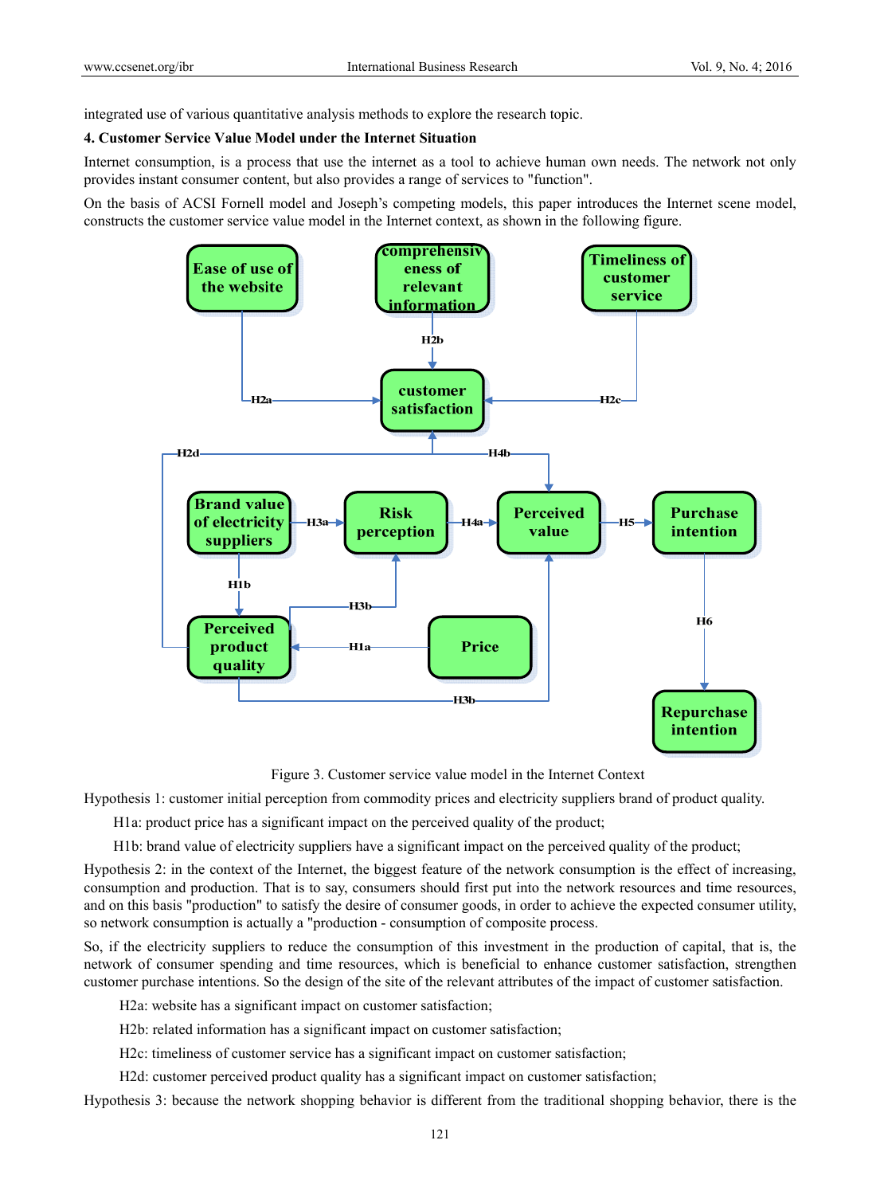integrated use of various quantitative analysis methods to explore the research topic.

**4. Customer Service Value Model under the Internet Situation**

Internet consumption, is a process that use the internet as a tool to achieve human own needs. The network not only provides instant consumer content, but also provides a range of services to "function".

On the basis of ACSI Fornell model and Joseph's competing models, this paper introduces the Internet scene model, constructs the customer service value model in the Internet context, as shown in the following figure.

Ease of use of the website
comprehensiveness of relevant information
Timeliness of customer service
H2b
H2a
customer satisfaction
H2c
H2d
H4b
Brand value of electricity suppliers
H3a
Risk perception
H4a
Perceived value
H5
Purchase intention
H1b
H3b
H6
Perceived product quality
H1a
Price
H3b
Repurchase intention

Figure 3. Customer service value model in the Internet Context

Hypothesis 1: customer initial perception from commodity prices and electricity suppliers brand of product quality.

H1a: product price has a significant impact on the perceived quality of the product;

H1b: brand value of electricity suppliers have a significant impact on the perceived quality of the product;

Hypothesis 2: in the context of the Internet, the biggest feature of the network consumption is the effect of increasing, consumption and production. That is to say, consumers should first put into the network resources and time resources, and on this basis "production" to satisfy the desire of consumer goods, in order to achieve the expected consumer utility, so network consumption is actually a "production - consumption of composite process.

So, if the electricity suppliers to reduce the consumption of this investment in the production of capital, that is, the network of consumer spending and time resources, which is beneficial to enhance customer satisfaction, strengthen customer purchase intentions. So the design of the site of the relevant attributes of the impact of customer satisfaction.

H2a: website has a significant impact on customer satisfaction;

H2b: related information has a significant impact on customer satisfaction;

H2c: timeliness of customer service has a significant impact on customer satisfaction;

H2d: customer perceived product quality has a significant impact on customer satisfaction;

Hypothesis 3: because the network shopping behavior is different from the traditional shopping behavior, there is the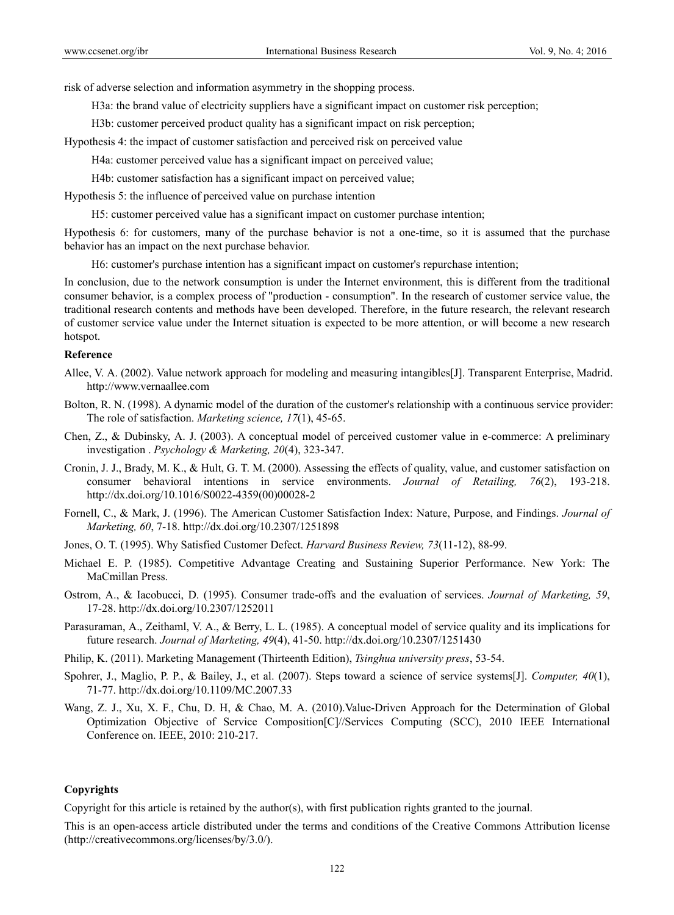risk of adverse selection and information asymmetry in the shopping process.

H3a: the brand value of electricity suppliers have a significant impact on customer risk perception;

H3b: customer perceived product quality has a significant impact on risk perception;

Hypothesis 4: the impact of customer satisfaction and perceived risk on perceived value

H4a: customer perceived value has a significant impact on perceived value;

H4b: customer satisfaction has a significant impact on perceived value;

Hypothesis 5: the influence of perceived value on purchase intention

H5: customer perceived value has a significant impact on customer purchase intention;

Hypothesis 6: for customers, many of the purchase behavior is not a one-time, so it is assumed that the purchase behavior has an impact on the next purchase behavior.

H6: customer's purchase intention has a significant impact on customer's repurchase intention;

In conclusion, due to the network consumption is under the Internet environment, this is different from the traditional consumer behavior, is a complex process of "production - consumption". In the research of customer service value, the traditional research contents and methods have been developed. Therefore, in the future research, the relevant research of customer service value under the Internet situation is expected to be more attention, or will become a new research hotspot.

## Reference

Allee, V. A. (2002). Value network approach for modeling and measuring intangibles[J]. Transparent Enterprise, Madrid. http://www.vernaallee.com

Bolton, R. N. (1998). A dynamic model of the duration of the customer's relationship with a continuous service provider: The role of satisfaction. *Marketing science, 17*(1), 45-65.

Chen, Z., & Dubinsky, A. J. (2003). A conceptual model of perceived customer value in e-commerce: A preliminary investigation . *Psychology & Marketing, 20*(4), 323-347.

Cronin, J. J., Brady, M. K., & Hult, G. T. M. (2000). Assessing the effects of quality, value, and customer satisfaction on consumer behavioral intentions in service environments. *Journal of Retailing, 76*(2), 193-218. http://dx.doi.org/10.1016/S0022-4359(00)00028-2

Fornell, C., & Mark, J. (1996). The American Customer Satisfaction Index: Nature, Purpose, and Findings. *Journal of Marketing, 60*, 7-18. http://dx.doi.org/10.2307/1251898

Jones, O. T. (1995). Why Satisfied Customer Defect. *Harvard Business Review, 73*(11-12), 88-99.

Michael E. P. (1985). Competitive Advantage Creating and Sustaining Superior Performance. New York: The MaCmillan Press.

Ostrom, A., & Iacobucci, D. (1995). Consumer trade-offs and the evaluation of services. *Journal of Marketing, 59*, 17-28. http://dx.doi.org/10.2307/1252011

Parasuraman, A., Zeithaml, V. A., & Berry, L. L. (1985). A conceptual model of service quality and its implications for future research. *Journal of Marketing, 49*(4), 41-50. http://dx.doi.org/10.2307/1251430

Philip, K. (2011). Marketing Management (Thirteenth Edition), *Tsinghua university press*, 53-54.

Spohrer, J., Maglio, P. P., & Bailey, J., et al. (2007). Steps toward a science of service systems[J]. *Computer, 40*(1), 71-77. http://dx.doi.org/10.1109/MC.2007.33

Wang, Z. J., Xu, X. F., Chu, D. H, & Chao, M. A. (2010).Value-Driven Approach for the Determination of Global Optimization Objective of Service Composition[C]//Services Computing (SCC), 2010 IEEE International Conference on. IEEE, 2010: 210-217.

## Copyrights

Copyright for this article is retained by the author(s), with first publication rights granted to the journal.

This is an open-access article distributed under the terms and conditions of the Creative Commons Attribution license (http://creativecommons.org/licenses/by/3.0/).